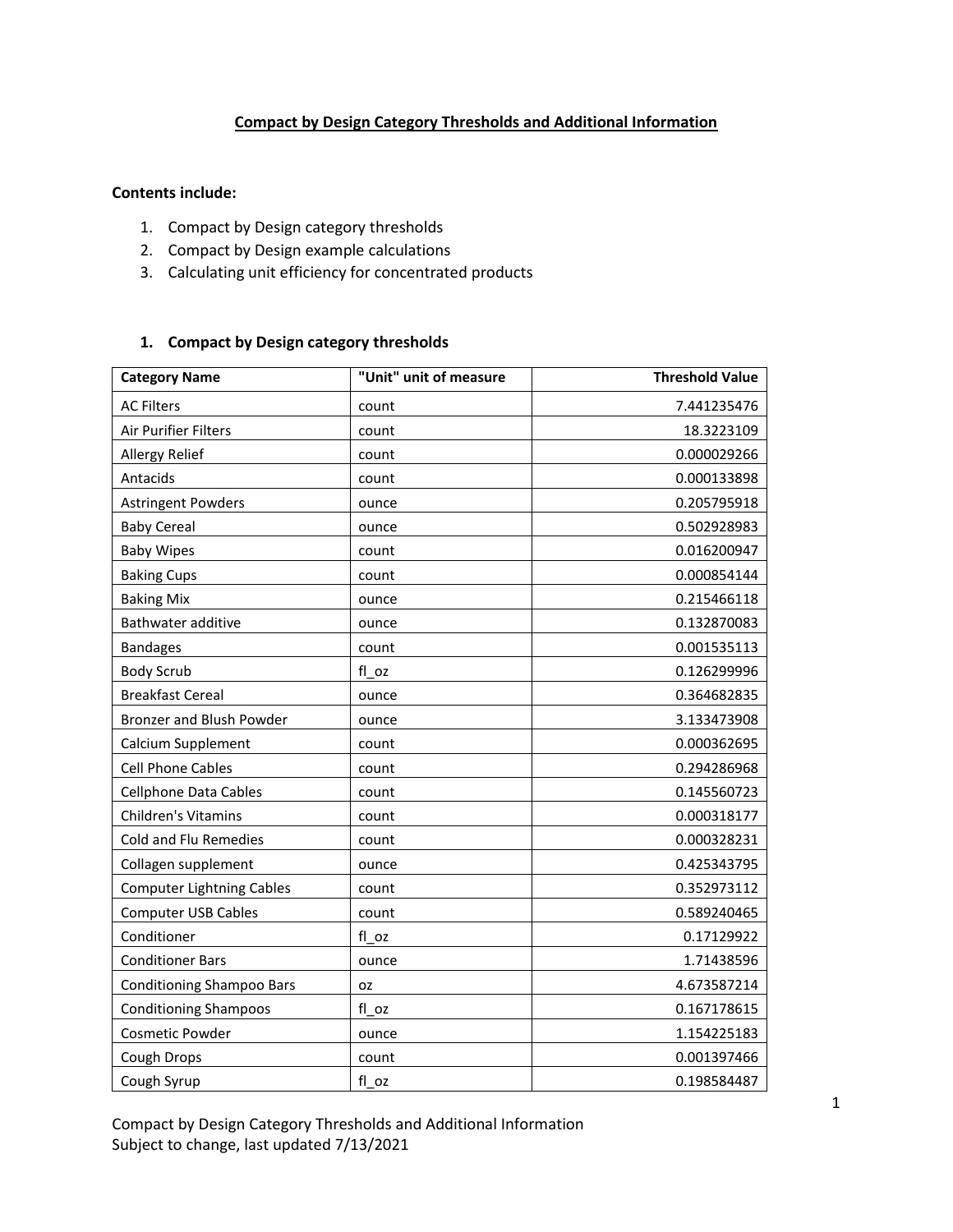# Compact by Design Category Thresholds and Additional Information

**Contents include:**

1. Compact by Design category thresholds
2. Compact by Design example calculations
3. Calculating unit efficiency for concentrated products

## 1. Compact by Design category thresholds

| Category Name | "Unit" unit of measure | Threshold Value |
|---|---|---:|
| AC Filters | count | 7.441235476 |
| Air Purifier Filters | count | 18.3223109 |
| Allergy Relief | count | 0.000029266 |
| Antacids | count | 0.000133898 |
| Astringent Powders | ounce | 0.205795918 |
| Baby Cereal | ounce | 0.502928983 |
| Baby Wipes | count | 0.016200947 |
| Baking Cups | count | 0.000854144 |
| Baking Mix | ounce | 0.215466118 |
| Bathwater additive | ounce | 0.132870083 |
| Bandages | count | 0.001535113 |
| Body Scrub | fl_oz | 0.126299996 |
| Breakfast Cereal | ounce | 0.364682835 |
| Bronzer and Blush Powder | ounce | 3.133473908 |
| Calcium Supplement | count | 0.000362695 |
| Cell Phone Cables | count | 0.294286968 |
| Cellphone Data Cables | count | 0.145560723 |
| Children's Vitamins | count | 0.000318177 |
| Cold and Flu Remedies | count | 0.000328231 |
| Collagen supplement | ounce | 0.425343795 |
| Computer Lightning Cables | count | 0.352973112 |
| Computer USB Cables | count | 0.589240465 |
| Conditioner | fl_oz | 0.17129922 |
| Conditioner Bars | ounce | 1.71438596 |
| Conditioning Shampoo Bars | oz | 4.673587214 |
| Conditioning Shampoos | fl_oz | 0.167178615 |
| Cosmetic Powder | ounce | 1.154225183 |
| Cough Drops | count | 0.001397466 |
| Cough Syrup | fl_oz | 0.198584487 |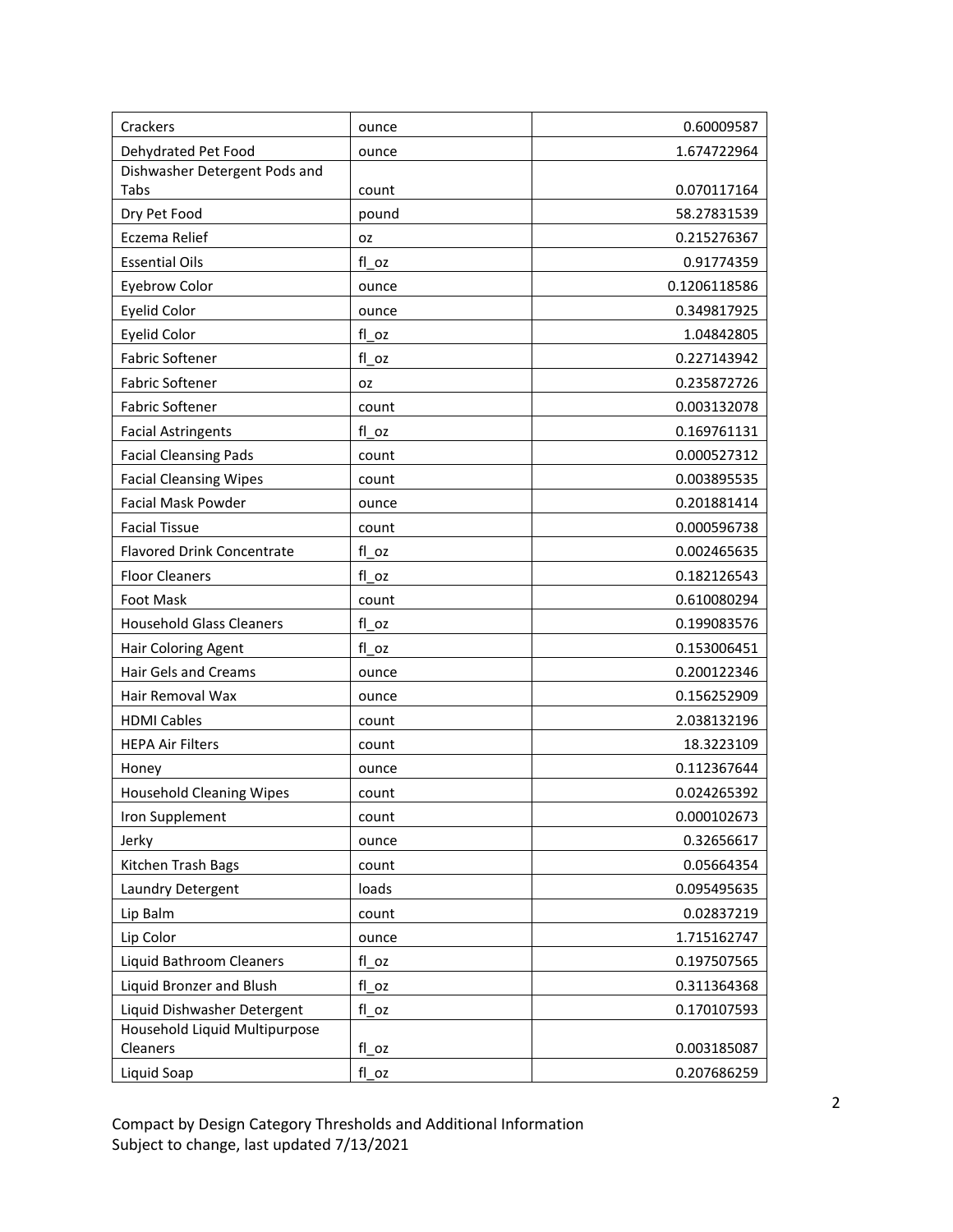| Crackers | ounce | 0.60009587 |
| --- | --- | --- |
| Dehydrated Pet Food | ounce | 1.674722964 |
| Dishwasher Detergent Pods and Tabs | count | 0.070117164 |
| Dry Pet Food | pound | 58.27831539 |
| Eczema Relief | oz | 0.215276367 |
| Essential Oils | fl_oz | 0.91774359 |
| Eyebrow Color | ounce | 0.1206118586 |
| Eyelid Color | ounce | 0.349817925 |
| Eyelid Color | fl_oz | 1.04842805 |
| Fabric Softener | fl_oz | 0.227143942 |
| Fabric Softener | oz | 0.235872726 |
| Fabric Softener | count | 0.003132078 |
| Facial Astringents | fl_oz | 0.169761131 |
| Facial Cleansing Pads | count | 0.000527312 |
| Facial Cleansing Wipes | count | 0.003895535 |
| Facial Mask Powder | ounce | 0.201881414 |
| Facial Tissue | count | 0.000596738 |
| Flavored Drink Concentrate | fl_oz | 0.002465635 |
| Floor Cleaners | fl_oz | 0.182126543 |
| Foot Mask | count | 0.610080294 |
| Household Glass Cleaners | fl_oz | 0.199083576 |
| Hair Coloring Agent | fl_oz | 0.153006451 |
| Hair Gels and Creams | ounce | 0.200122346 |
| Hair Removal Wax | ounce | 0.156252909 |
| HDMI Cables | count | 2.038132196 |
| HEPA Air Filters | count | 18.3223109 |
| Honey | ounce | 0.112367644 |
| Household Cleaning Wipes | count | 0.024265392 |
| Iron Supplement | count | 0.000102673 |
| Jerky | ounce | 0.32656617 |
| Kitchen Trash Bags | count | 0.05664354 |
| Laundry Detergent | loads | 0.095495635 |
| Lip Balm | count | 0.02837219 |
| Lip Color | ounce | 1.715162747 |
| Liquid Bathroom Cleaners | fl_oz | 0.197507565 |
| Liquid Bronzer and Blush | fl_oz | 0.311364368 |
| Liquid Dishwasher Detergent | fl_oz | 0.170107593 |
| Household Liquid Multipurpose Cleaners | fl_oz | 0.003185087 |
| Liquid Soap | fl_oz | 0.207686259 |

Compact by Design Category Thresholds and Additional Information
Subject to change, last updated 7/13/2021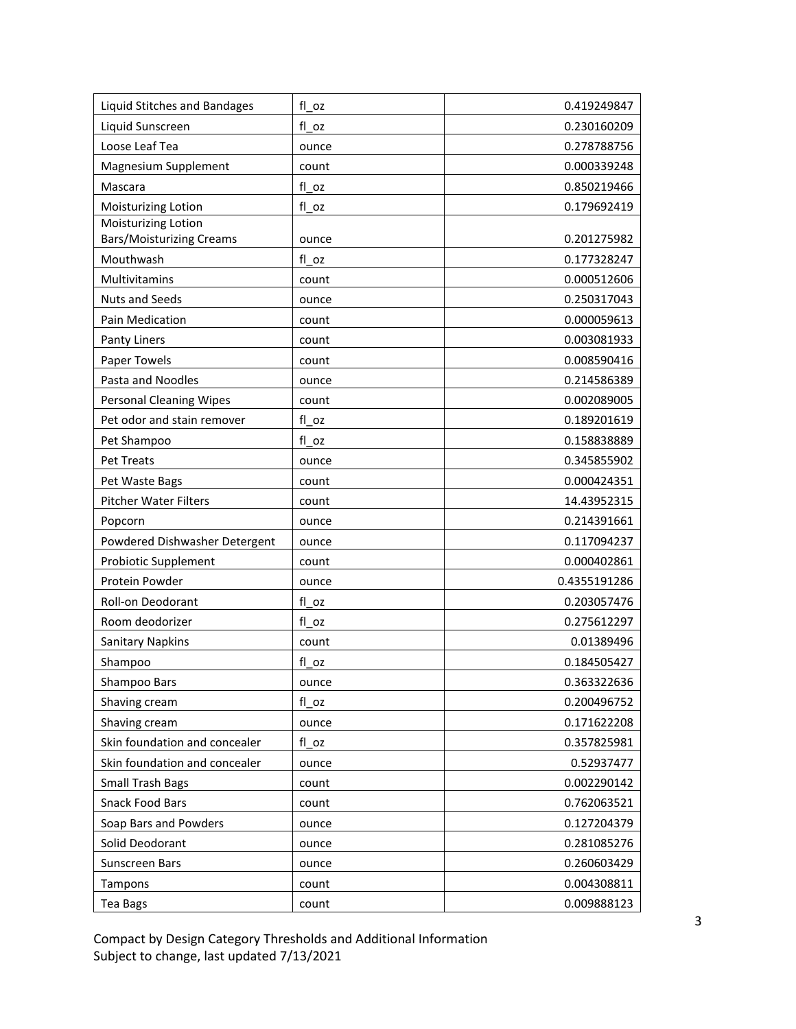| Liquid Stitches and Bandages | fl_oz | 0.419249847 |
|---|---|---|
| Liquid Sunscreen | fl_oz | 0.230160209 |
| Loose Leaf Tea | ounce | 0.278788756 |
| Magnesium Supplement | count | 0.000339248 |
| Mascara | fl_oz | 0.850219466 |
| Moisturizing Lotion | fl_oz | 0.179692419 |
| Moisturizing Lotion Bars/Moisturizing Creams | ounce | 0.201275982 |
| Mouthwash | fl_oz | 0.177328247 |
| Multivitamins | count | 0.000512606 |
| Nuts and Seeds | ounce | 0.250317043 |
| Pain Medication | count | 0.000059613 |
| Panty Liners | count | 0.003081933 |
| Paper Towels | count | 0.008590416 |
| Pasta and Noodles | ounce | 0.214586389 |
| Personal Cleaning Wipes | count | 0.002089005 |
| Pet odor and stain remover | fl_oz | 0.189201619 |
| Pet Shampoo | fl_oz | 0.158838889 |
| Pet Treats | ounce | 0.345855902 |
| Pet Waste Bags | count | 0.000424351 |
| Pitcher Water Filters | count | 14.43952315 |
| Popcorn | ounce | 0.214391661 |
| Powdered Dishwasher Detergent | ounce | 0.117094237 |
| Probiotic Supplement | count | 0.000402861 |
| Protein Powder | ounce | 0.4355191286 |
| Roll-on Deodorant | fl_oz | 0.203057476 |
| Room deodorizer | fl_oz | 0.275612297 |
| Sanitary Napkins | count | 0.01389496 |
| Shampoo | fl_oz | 0.184505427 |
| Shampoo Bars | ounce | 0.363322636 |
| Shaving cream | fl_oz | 0.200496752 |
| Shaving cream | ounce | 0.171622208 |
| Skin foundation and concealer | fl_oz | 0.357825981 |
| Skin foundation and concealer | ounce | 0.52937477 |
| Small Trash Bags | count | 0.002290142 |
| Snack Food Bars | count | 0.762063521 |
| Soap Bars and Powders | ounce | 0.127204379 |
| Solid Deodorant | ounce | 0.281085276 |
| Sunscreen Bars | ounce | 0.260603429 |
| Tampons | count | 0.004308811 |
| Tea Bags | count | 0.009888123 |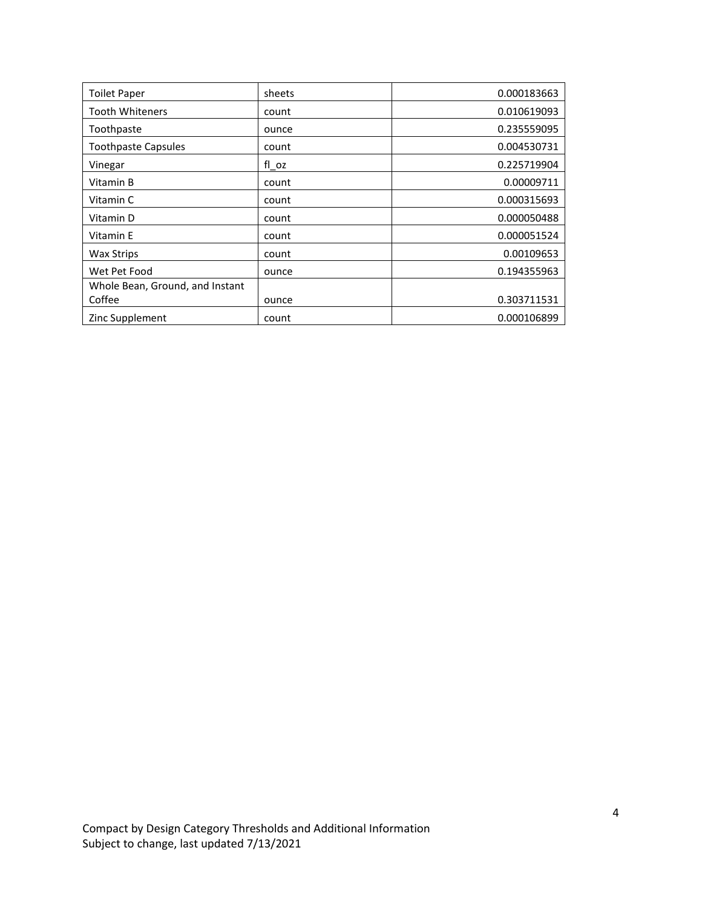| Toilet Paper | sheets | 0.000183663 |
|---|---|---|
| Tooth Whiteners | count | 0.010619093 |
| Toothpaste | ounce | 0.235559095 |
| Toothpaste Capsules | count | 0.004530731 |
| Vinegar | fl_oz | 0.225719904 |
| Vitamin B | count | 0.00009711 |
| Vitamin C | count | 0.000315693 |
| Vitamin D | count | 0.000050488 |
| Vitamin E | count | 0.000051524 |
| Wax Strips | count | 0.00109653 |
| Wet Pet Food | ounce | 0.194355963 |
| Whole Bean, Ground, and Instant Coffee | ounce | 0.303711531 |
| Zinc Supplement | count | 0.000106899 |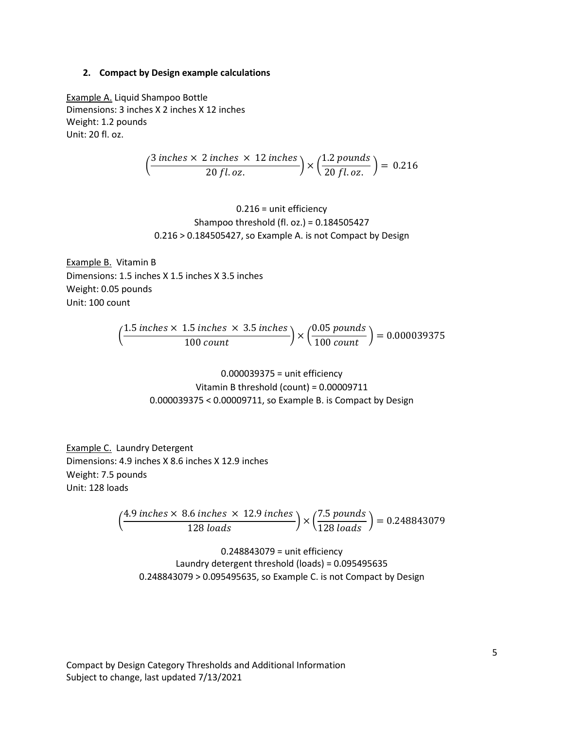### 2. Compact by Design example calculations

Example A. Liquid Shampoo Bottle
Dimensions: 3 inches X 2 inches X 12 inches
Weight: 1.2 pounds
Unit: 20 fl. oz.

$$\left(\frac{3\ inches \times\ 2\ inches\ \times\ 12\ inches}{20\ fl.oz.}\right) \times \left(\frac{1.2\ pounds}{20\ fl.oz.}\right) =\ 0.216$$

0.216 = unit efficiency
Shampoo threshold (fl. oz.) = 0.184505427
0.216 > 0.184505427, so Example A. is not Compact by Design

Example B. Vitamin B
Dimensions: 1.5 inches X 1.5 inches X 3.5 inches
Weight: 0.05 pounds
Unit: 100 count

$$\left(\frac{1.5\ inches \times\ 1.5\ inches\ \times\ 3.5\ inches}{100\ count}\right) \times \left(\frac{0.05\ pounds}{100\ count}\right) = 0.000039375$$

0.000039375 = unit efficiency
Vitamin B threshold (count) = 0.00009711
0.000039375 < 0.00009711, so Example B. is Compact by Design

Example C. Laundry Detergent
Dimensions: 4.9 inches X 8.6 inches X 12.9 inches
Weight: 7.5 pounds
Unit: 128 loads

$$\left(\frac{4.9\ inches \times\ 8.6\ inches\ \times\ 12.9\ inches}{128\ loads}\right) \times \left(\frac{7.5\ pounds}{128\ loads}\right) = 0.248843079$$

0.248843079 = unit efficiency
Laundry detergent threshold (loads) = 0.095495635
0.248843079 > 0.095495635, so Example C. is not Compact by Design

Compact by Design Category Thresholds and Additional Information
Subject to change, last updated 7/13/2021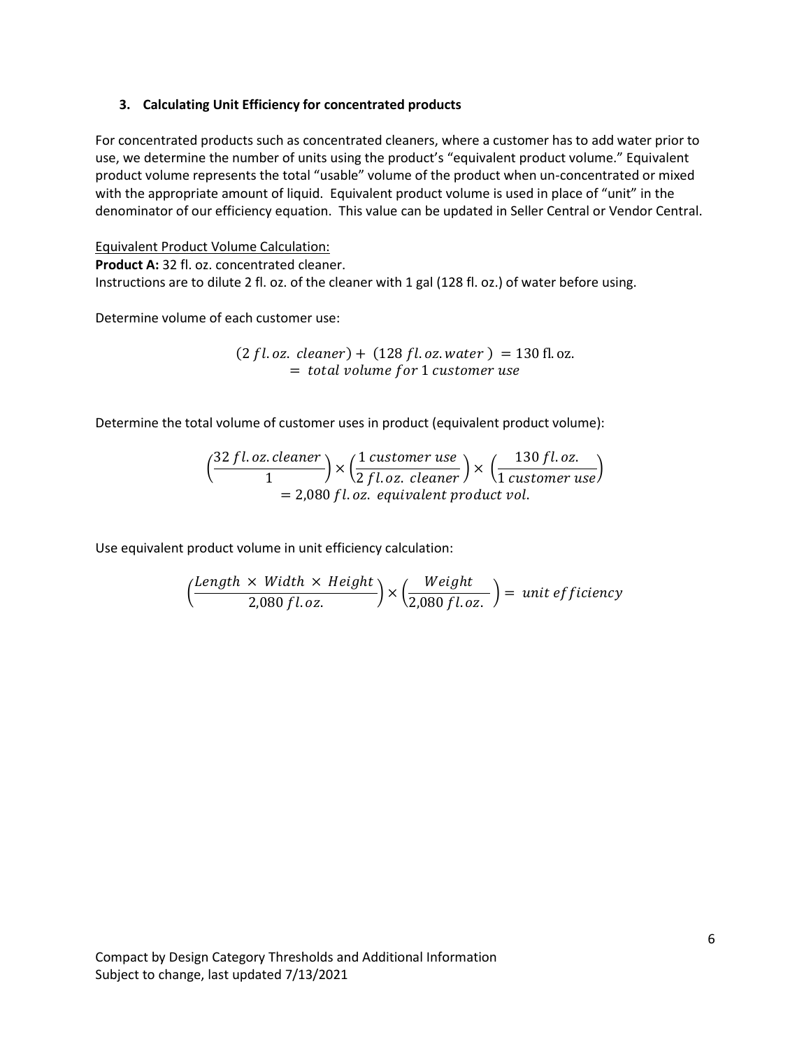### 3. Calculating Unit Efficiency for concentrated products

For concentrated products such as concentrated cleaners, where a customer has to add water prior to use, we determine the number of units using the product's "equivalent product volume." Equivalent product volume represents the total "usable" volume of the product when un-concentrated or mixed with the appropriate amount of liquid. Equivalent product volume is used in place of "unit" in the denominator of our efficiency equation. This value can be updated in Seller Central or Vendor Central.

Equivalent Product Volume Calculation:

**Product A:** 32 fl. oz. concentrated cleaner.

Instructions are to dilute 2 fl. oz. of the cleaner with 1 gal (128 fl. oz.) of water before using.

Determine volume of each customer use:

$$(2\ fl.oz.\ cleaner) + (128\ fl.oz.water) = 130\ \text{fl. oz.} = total\ volume\ for\ 1\ customer\ use$$

Determine the total volume of customer uses in product (equivalent product volume):

$$\left(\frac{32\ fl.oz.cleaner}{1}\right) \times \left(\frac{1\ customer\ use}{2\ fl.oz.\ cleaner}\right) \times \left(\frac{130\ fl.oz.}{1\ customer\ use}\right) = 2{,}080\ fl.oz.\ equivalent\ product\ vol.$$

Use equivalent product volume in unit efficiency calculation:

$$\left(\frac{Length \times Width \times Height}{2{,}080\ fl.oz.}\right) \times \left(\frac{Weight}{2{,}080\ fl.oz.}\right) = unit\ efficiency$$